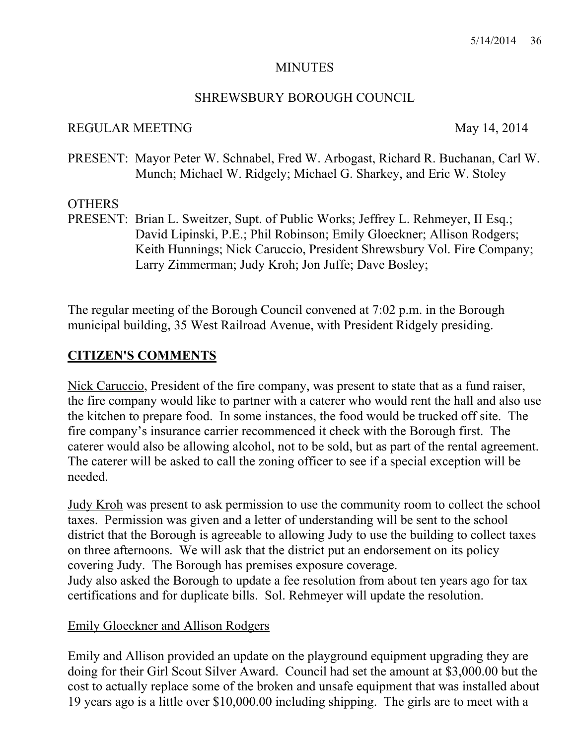MINUTES

SHREWSBURY BOROUGH COUNCIL

REGULAR MEETING May 14, 2014

PRESENT: Mayor Peter W. Schnabel, Fred W. Arbogast, Richard R. Buchanan, Carl W. Munch; Michael W. Ridgely; Michael G. Sharkey, and Eric W. Stoley

OTHERS
PRESENT: Brian L. Sweitzer, Supt. of Public Works; Jeffrey L. Rehmeyer, II Esq.; David Lipinski, P.E.; Phil Robinson; Emily Gloeckner; Allison Rodgers; Keith Hunnings; Nick Caruccio, President Shrewsbury Vol. Fire Company; Larry Zimmerman; Judy Kroh; Jon Juffe; Dave Bosley;

The regular meeting of the Borough Council convened at 7:02 p.m. in the Borough municipal building, 35 West Railroad Avenue, with President Ridgely presiding.

## CITIZEN'S COMMENTS

Nick Caruccio, President of the fire company, was present to state that as a fund raiser, the fire company would like to partner with a caterer who would rent the hall and also use the kitchen to prepare food. In some instances, the food would be trucked off site. The fire company's insurance carrier recommenced it check with the Borough first. The caterer would also be allowing alcohol, not to be sold, but as part of the rental agreement. The caterer will be asked to call the zoning officer to see if a special exception will be needed.

Judy Kroh was present to ask permission to use the community room to collect the school taxes. Permission was given and a letter of understanding will be sent to the school district that the Borough is agreeable to allowing Judy to use the building to collect taxes on three afternoons. We will ask that the district put an endorsement on its policy covering Judy. The Borough has premises exposure coverage.
Judy also asked the Borough to update a fee resolution from about ten years ago for tax certifications and for duplicate bills. Sol. Rehmeyer will update the resolution.

Emily Gloeckner and Allison Rodgers

Emily and Allison provided an update on the playground equipment upgrading they are doing for their Girl Scout Silver Award. Council had set the amount at $3,000.00 but the cost to actually replace some of the broken and unsafe equipment that was installed about 19 years ago is a little over $10,000.00 including shipping. The girls are to meet with a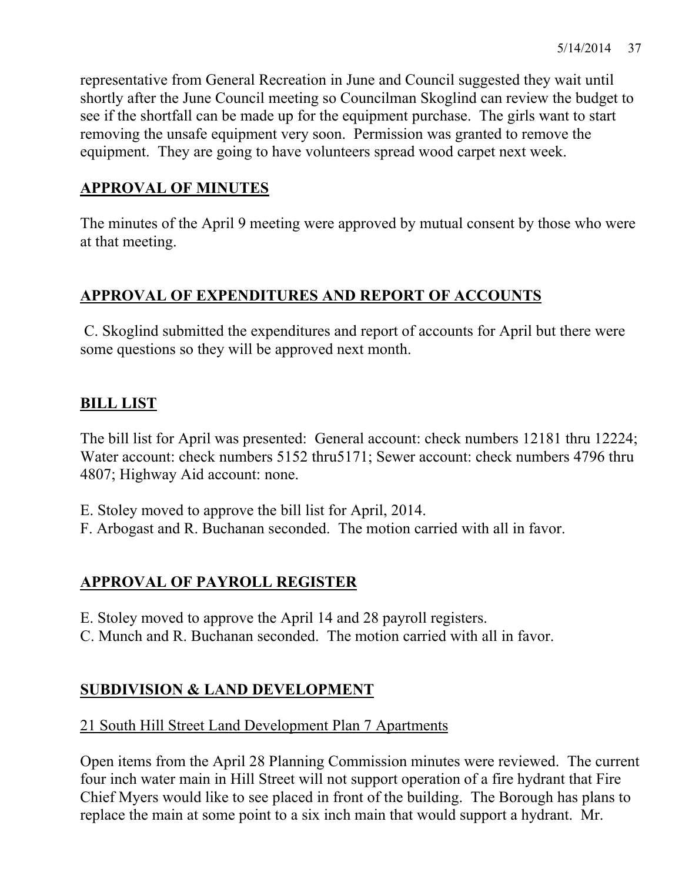representative from General Recreation in June and Council suggested they wait until shortly after the June Council meeting so Councilman Skoglind can review the budget to see if the shortfall can be made up for the equipment purchase. The girls want to start removing the unsafe equipment very soon. Permission was granted to remove the equipment. They are going to have volunteers spread wood carpet next week.

## APPROVAL OF MINUTES

The minutes of the April 9 meeting were approved by mutual consent by those who were at that meeting.

## APPROVAL OF EXPENDITURES AND REPORT OF ACCOUNTS

C. Skoglind submitted the expenditures and report of accounts for April but there were some questions so they will be approved next month.

## BILL LIST

The bill list for April was presented: General account: check numbers 12181 thru 12224; Water account: check numbers 5152 thru5171; Sewer account: check numbers 4796 thru 4807; Highway Aid account: none.

E. Stoley moved to approve the bill list for April, 2014.
F. Arbogast and R. Buchanan seconded. The motion carried with all in favor.

## APPROVAL OF PAYROLL REGISTER

E. Stoley moved to approve the April 14 and 28 payroll registers.
C. Munch and R. Buchanan seconded. The motion carried with all in favor.

## SUBDIVISION & LAND DEVELOPMENT

21 South Hill Street Land Development Plan 7 Apartments

Open items from the April 28 Planning Commission minutes were reviewed. The current four inch water main in Hill Street will not support operation of a fire hydrant that Fire Chief Myers would like to see placed in front of the building. The Borough has plans to replace the main at some point to a six inch main that would support a hydrant. Mr.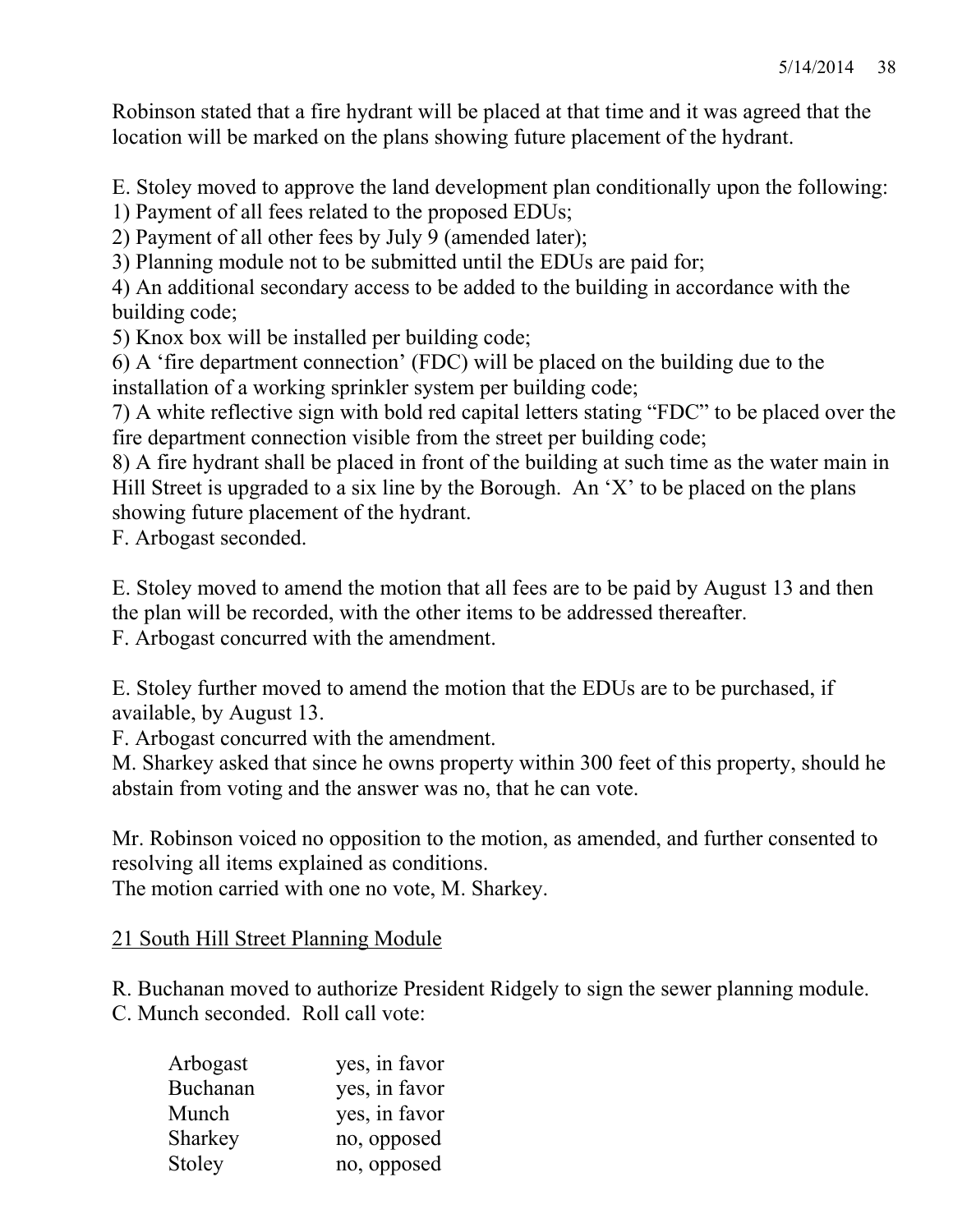Robinson stated that a fire hydrant will be placed at that time and it was agreed that the location will be marked on the plans showing future placement of the hydrant.

E. Stoley moved to approve the land development plan conditionally upon the following:
1) Payment of all fees related to the proposed EDUs;
2) Payment of all other fees by July 9 (amended later);
3) Planning module not to be submitted until the EDUs are paid for;
4) An additional secondary access to be added to the building in accordance with the building code;
5) Knox box will be installed per building code;
6) A 'fire department connection' (FDC) will be placed on the building due to the installation of a working sprinkler system per building code;
7) A white reflective sign with bold red capital letters stating "FDC" to be placed over the fire department connection visible from the street per building code;
8) A fire hydrant shall be placed in front of the building at such time as the water main in Hill Street is upgraded to a six line by the Borough. An 'X' to be placed on the plans showing future placement of the hydrant.
F. Arbogast seconded.

E. Stoley moved to amend the motion that all fees are to be paid by August 13 and then the plan will be recorded, with the other items to be addressed thereafter.
F. Arbogast concurred with the amendment.

E. Stoley further moved to amend the motion that the EDUs are to be purchased, if available, by August 13.
F. Arbogast concurred with the amendment.
M. Sharkey asked that since he owns property within 300 feet of this property, should he abstain from voting and the answer was no, that he can vote.

Mr. Robinson voiced no opposition to the motion, as amended, and further consented to resolving all items explained as conditions.
The motion carried with one no vote, M. Sharkey.

21 South Hill Street Planning Module

R. Buchanan moved to authorize President Ridgely to sign the sewer planning module.
C. Munch seconded. Roll call vote:

| | |
|---|---|
| Arbogast | yes, in favor |
| Buchanan | yes, in favor |
| Munch | yes, in favor |
| Sharkey | no, opposed |
| Stoley | no, opposed |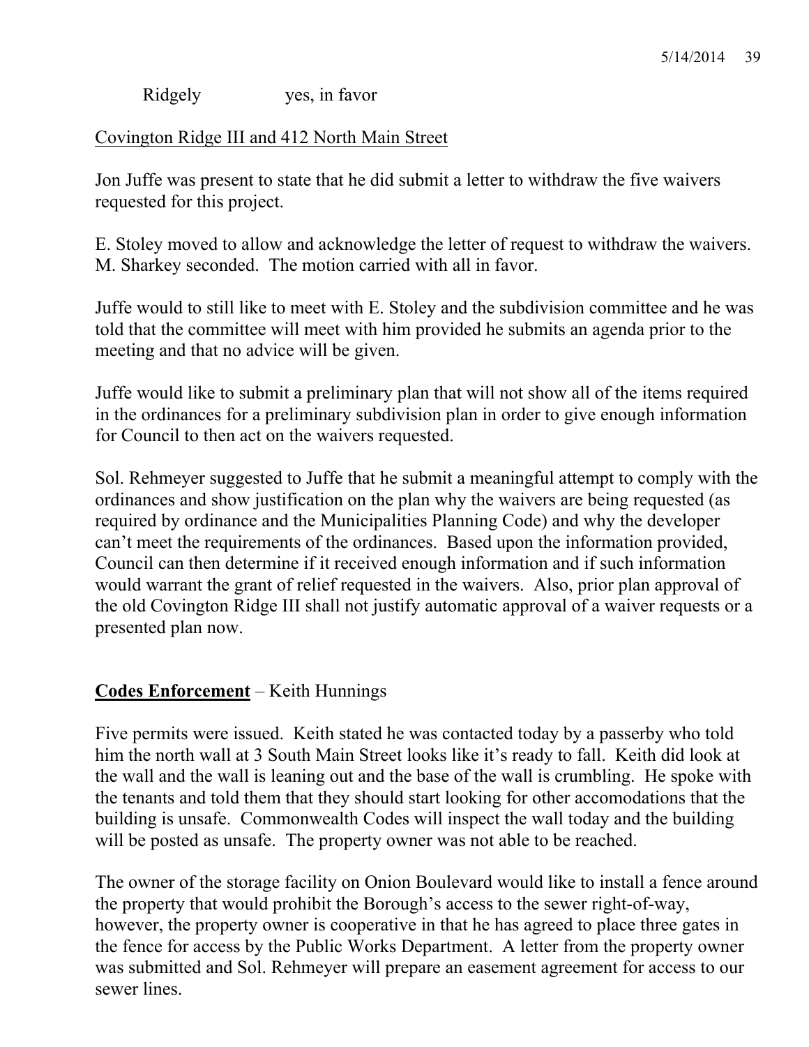Ridgely yes, in favor

Covington Ridge III and 412 North Main Street

Jon Juffe was present to state that he did submit a letter to withdraw the five waivers requested for this project.

E. Stoley moved to allow and acknowledge the letter of request to withdraw the waivers. M. Sharkey seconded. The motion carried with all in favor.

Juffe would to still like to meet with E. Stoley and the subdivision committee and he was told that the committee will meet with him provided he submits an agenda prior to the meeting and that no advice will be given.

Juffe would like to submit a preliminary plan that will not show all of the items required in the ordinances for a preliminary subdivision plan in order to give enough information for Council to then act on the waivers requested.

Sol. Rehmeyer suggested to Juffe that he submit a meaningful attempt to comply with the ordinances and show justification on the plan why the waivers are being requested (as required by ordinance and the Municipalities Planning Code) and why the developer can't meet the requirements of the ordinances. Based upon the information provided, Council can then determine if it received enough information and if such information would warrant the grant of relief requested in the waivers. Also, prior plan approval of the old Covington Ridge III shall not justify automatic approval of a waiver requests or a presented plan now.

**Codes Enforcement** – Keith Hunnings

Five permits were issued. Keith stated he was contacted today by a passerby who told him the north wall at 3 South Main Street looks like it's ready to fall. Keith did look at the wall and the wall is leaning out and the base of the wall is crumbling. He spoke with the tenants and told them that they should start looking for other accomodations that the building is unsafe. Commonwealth Codes will inspect the wall today and the building will be posted as unsafe. The property owner was not able to be reached.

The owner of the storage facility on Onion Boulevard would like to install a fence around the property that would prohibit the Borough's access to the sewer right-of-way, however, the property owner is cooperative in that he has agreed to place three gates in the fence for access by the Public Works Department. A letter from the property owner was submitted and Sol. Rehmeyer will prepare an easement agreement for access to our sewer lines.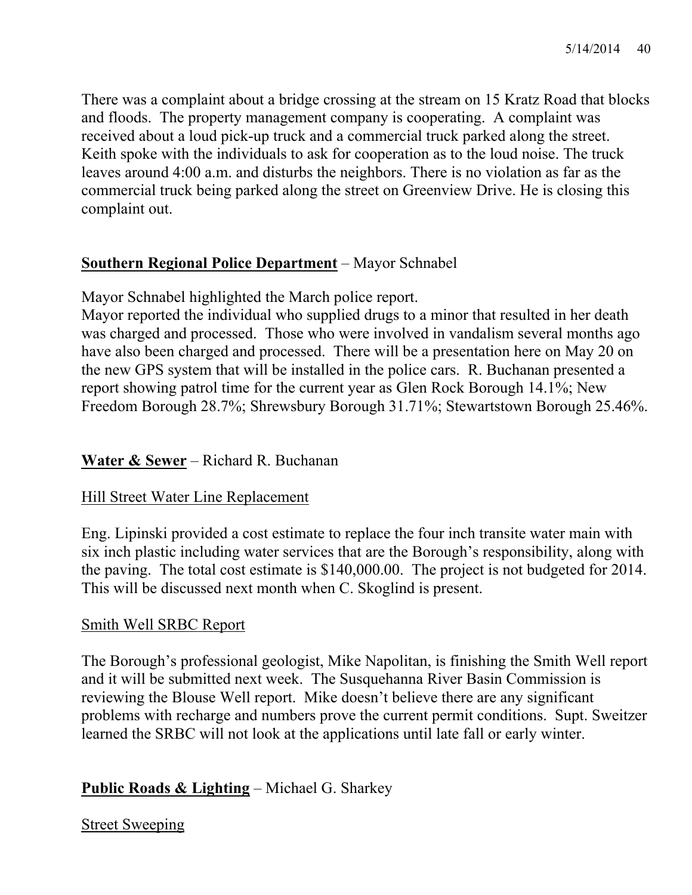There was a complaint about a bridge crossing at the stream on 15 Kratz Road that blocks and floods. The property management company is cooperating. A complaint was received about a loud pick-up truck and a commercial truck parked along the street. Keith spoke with the individuals to ask for cooperation as to the loud noise. The truck leaves around 4:00 a.m. and disturbs the neighbors. There is no violation as far as the commercial truck being parked along the street on Greenview Drive. He is closing this complaint out.

**Southern Regional Police Department** – Mayor Schnabel

Mayor Schnabel highlighted the March police report.
Mayor reported the individual who supplied drugs to a minor that resulted in her death was charged and processed. Those who were involved in vandalism several months ago have also been charged and processed. There will be a presentation here on May 20 on the new GPS system that will be installed in the police cars. R. Buchanan presented a report showing patrol time for the current year as Glen Rock Borough 14.1%; New Freedom Borough 28.7%; Shrewsbury Borough 31.71%; Stewartstown Borough 25.46%.

**Water & Sewer** – Richard R. Buchanan

Hill Street Water Line Replacement

Eng. Lipinski provided a cost estimate to replace the four inch transite water main with six inch plastic including water services that are the Borough's responsibility, along with the paving. The total cost estimate is $140,000.00. The project is not budgeted for 2014. This will be discussed next month when C. Skoglind is present.

Smith Well SRBC Report

The Borough's professional geologist, Mike Napolitan, is finishing the Smith Well report and it will be submitted next week. The Susquehanna River Basin Commission is reviewing the Blouse Well report. Mike doesn't believe there are any significant problems with recharge and numbers prove the current permit conditions. Supt. Sweitzer learned the SRBC will not look at the applications until late fall or early winter.

**Public Roads & Lighting** – Michael G. Sharkey

Street Sweeping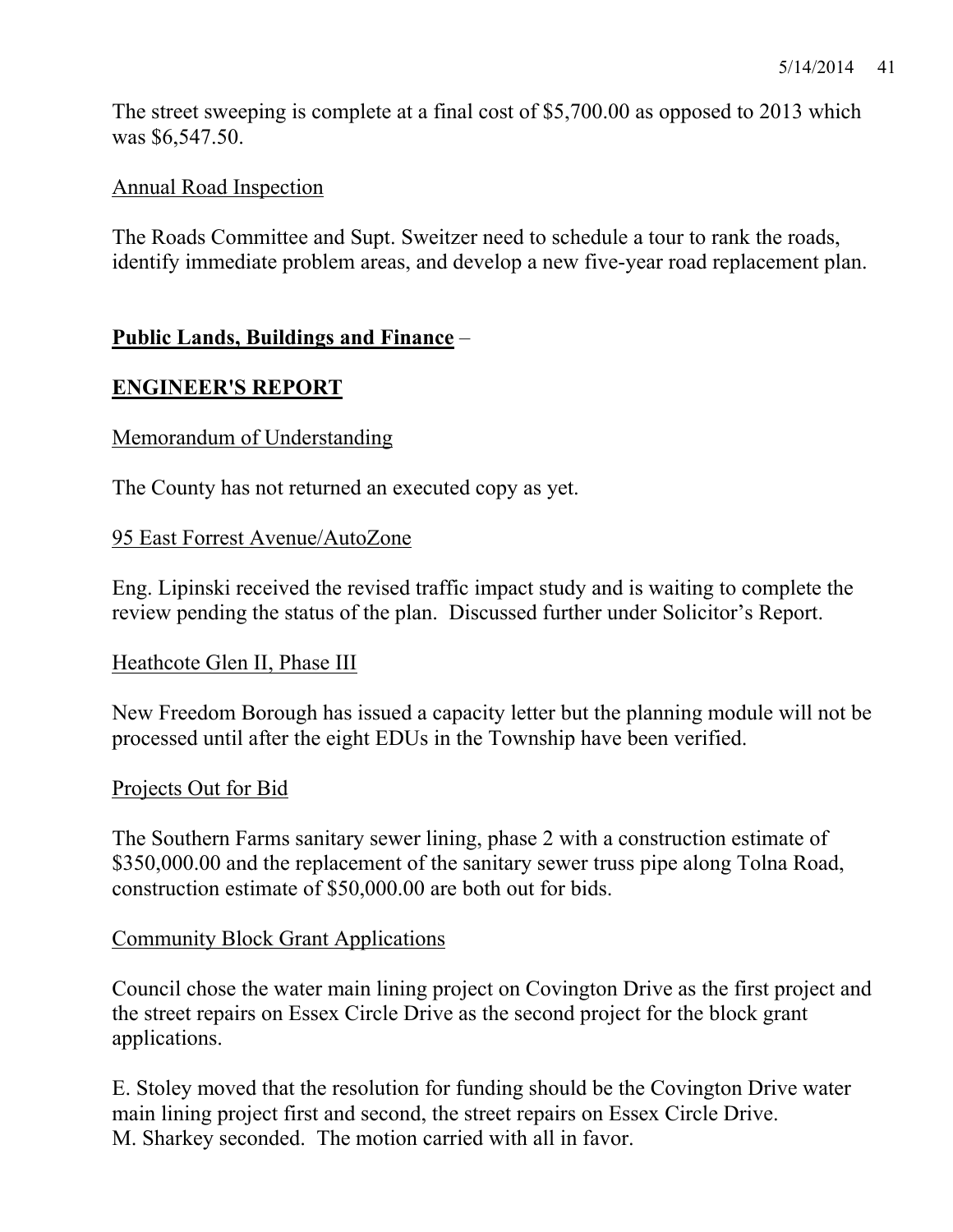The street sweeping is complete at a final cost of $5,700.00 as opposed to 2013 which was $6,547.50.

Annual Road Inspection

The Roads Committee and Supt. Sweitzer need to schedule a tour to rank the roads, identify immediate problem areas, and develop a new five-year road replacement plan.

**Public Lands, Buildings and Finance** –

## ENGINEER'S REPORT

Memorandum of Understanding

The County has not returned an executed copy as yet.

95 East Forrest Avenue/AutoZone

Eng. Lipinski received the revised traffic impact study and is waiting to complete the review pending the status of the plan. Discussed further under Solicitor's Report.

Heathcote Glen II, Phase III

New Freedom Borough has issued a capacity letter but the planning module will not be processed until after the eight EDUs in the Township have been verified.

Projects Out for Bid

The Southern Farms sanitary sewer lining, phase 2 with a construction estimate of $350,000.00 and the replacement of the sanitary sewer truss pipe along Tolna Road, construction estimate of $50,000.00 are both out for bids.

Community Block Grant Applications

Council chose the water main lining project on Covington Drive as the first project and the street repairs on Essex Circle Drive as the second project for the block grant applications.

E. Stoley moved that the resolution for funding should be the Covington Drive water main lining project first and second, the street repairs on Essex Circle Drive.
M. Sharkey seconded. The motion carried with all in favor.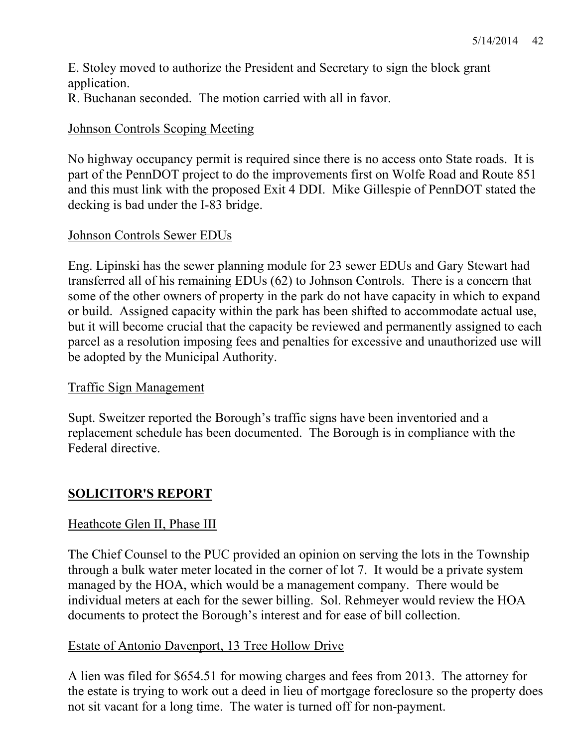E. Stoley moved to authorize the President and Secretary to sign the block grant application.
R. Buchanan seconded. The motion carried with all in favor.

Johnson Controls Scoping Meeting

No highway occupancy permit is required since there is no access onto State roads. It is part of the PennDOT project to do the improvements first on Wolfe Road and Route 851 and this must link with the proposed Exit 4 DDI. Mike Gillespie of PennDOT stated the decking is bad under the I-83 bridge.

Johnson Controls Sewer EDUs

Eng. Lipinski has the sewer planning module for 23 sewer EDUs and Gary Stewart had transferred all of his remaining EDUs (62) to Johnson Controls. There is a concern that some of the other owners of property in the park do not have capacity in which to expand or build. Assigned capacity within the park has been shifted to accommodate actual use, but it will become crucial that the capacity be reviewed and permanently assigned to each parcel as a resolution imposing fees and penalties for excessive and unauthorized use will be adopted by the Municipal Authority.

Traffic Sign Management

Supt. Sweitzer reported the Borough's traffic signs have been inventoried and a replacement schedule has been documented. The Borough is in compliance with the Federal directive.

## SOLICITOR'S REPORT

Heathcote Glen II, Phase III

The Chief Counsel to the PUC provided an opinion on serving the lots in the Township through a bulk water meter located in the corner of lot 7. It would be a private system managed by the HOA, which would be a management company. There would be individual meters at each for the sewer billing. Sol. Rehmeyer would review the HOA documents to protect the Borough's interest and for ease of bill collection.

Estate of Antonio Davenport, 13 Tree Hollow Drive

A lien was filed for $654.51 for mowing charges and fees from 2013. The attorney for the estate is trying to work out a deed in lieu of mortgage foreclosure so the property does not sit vacant for a long time. The water is turned off for non-payment.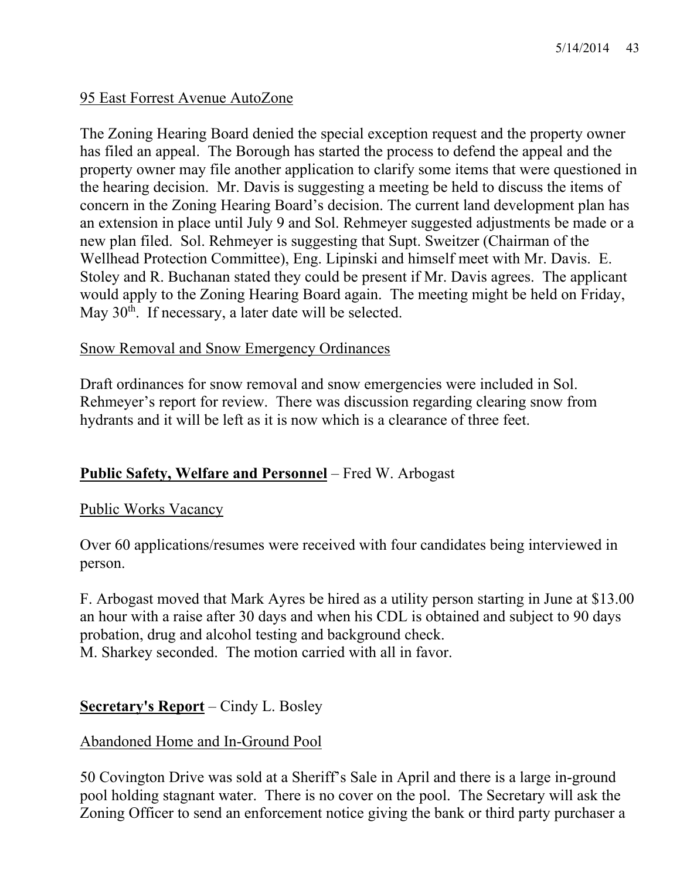95 East Forrest Avenue AutoZone

The Zoning Hearing Board denied the special exception request and the property owner has filed an appeal. The Borough has started the process to defend the appeal and the property owner may file another application to clarify some items that were questioned in the hearing decision. Mr. Davis is suggesting a meeting be held to discuss the items of concern in the Zoning Hearing Board's decision. The current land development plan has an extension in place until July 9 and Sol. Rehmeyer suggested adjustments be made or a new plan filed. Sol. Rehmeyer is suggesting that Supt. Sweitzer (Chairman of the Wellhead Protection Committee), Eng. Lipinski and himself meet with Mr. Davis. E. Stoley and R. Buchanan stated they could be present if Mr. Davis agrees. The applicant would apply to the Zoning Hearing Board again. The meeting might be held on Friday, May 30th. If necessary, a later date will be selected.

Snow Removal and Snow Emergency Ordinances

Draft ordinances for snow removal and snow emergencies were included in Sol. Rehmeyer's report for review. There was discussion regarding clearing snow from hydrants and it will be left as it is now which is a clearance of three feet.

**Public Safety, Welfare and Personnel** – Fred W. Arbogast

Public Works Vacancy

Over 60 applications/resumes were received with four candidates being interviewed in person.

F. Arbogast moved that Mark Ayres be hired as a utility person starting in June at $13.00 an hour with a raise after 30 days and when his CDL is obtained and subject to 90 days probation, drug and alcohol testing and background check.
M. Sharkey seconded. The motion carried with all in favor.

**Secretary's Report** – Cindy L. Bosley

Abandoned Home and In-Ground Pool

50 Covington Drive was sold at a Sheriff's Sale in April and there is a large in-ground pool holding stagnant water. There is no cover on the pool. The Secretary will ask the Zoning Officer to send an enforcement notice giving the bank or third party purchaser a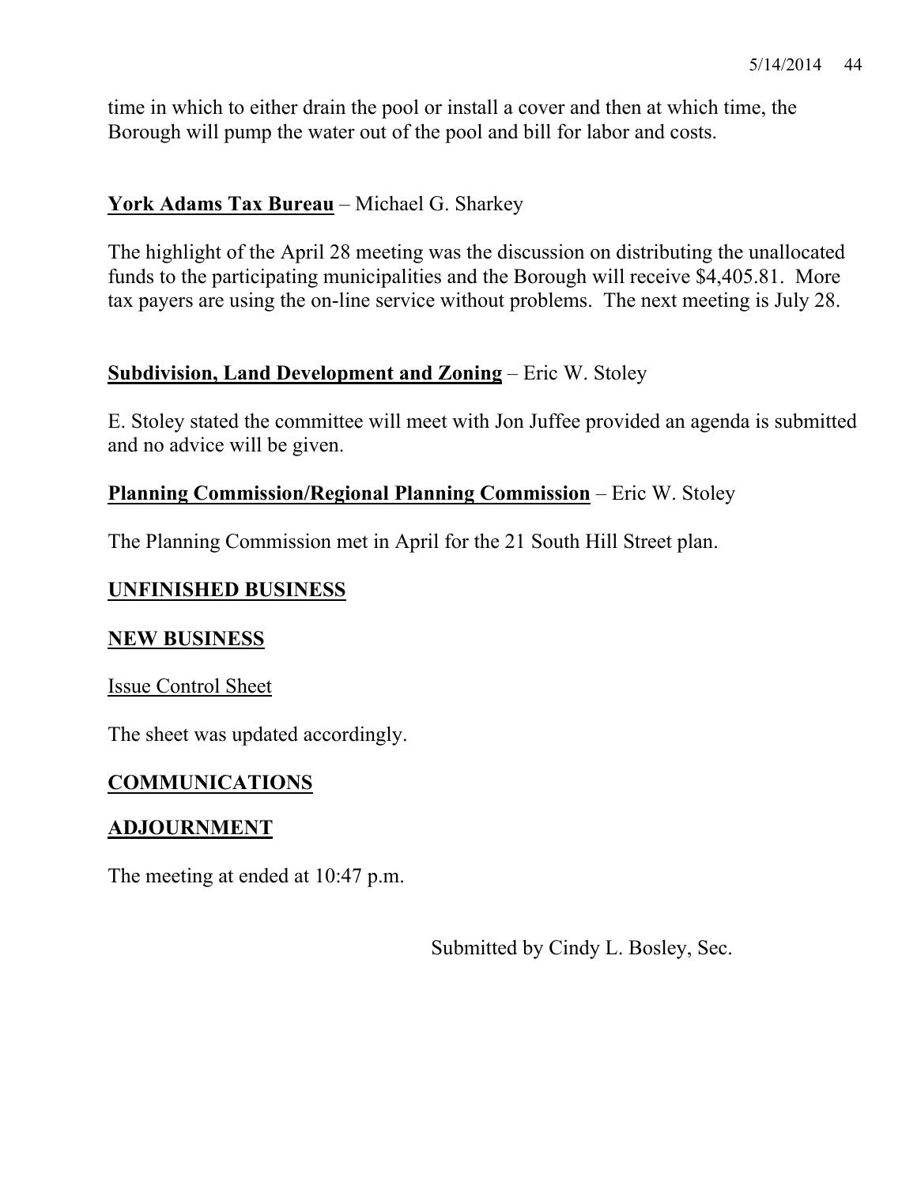time in which to either drain the pool or install a cover and then at which time, the Borough will pump the water out of the pool and bill for labor and costs.

**York Adams Tax Bureau** – Michael G. Sharkey

The highlight of the April 28 meeting was the discussion on distributing the unallocated funds to the participating municipalities and the Borough will receive $4,405.81. More tax payers are using the on-line service without problems. The next meeting is July 28.

**Subdivision, Land Development and Zoning** – Eric W. Stoley

E. Stoley stated the committee will meet with Jon Juffee provided an agenda is submitted and no advice will be given.

**Planning Commission/Regional Planning Commission** – Eric W. Stoley

The Planning Commission met in April for the 21 South Hill Street plan.

## UNFINISHED BUSINESS

## NEW BUSINESS

Issue Control Sheet

The sheet was updated accordingly.

## COMMUNICATIONS

## ADJOURNMENT

The meeting at ended at 10:47 p.m.

Submitted by Cindy L. Bosley, Sec.